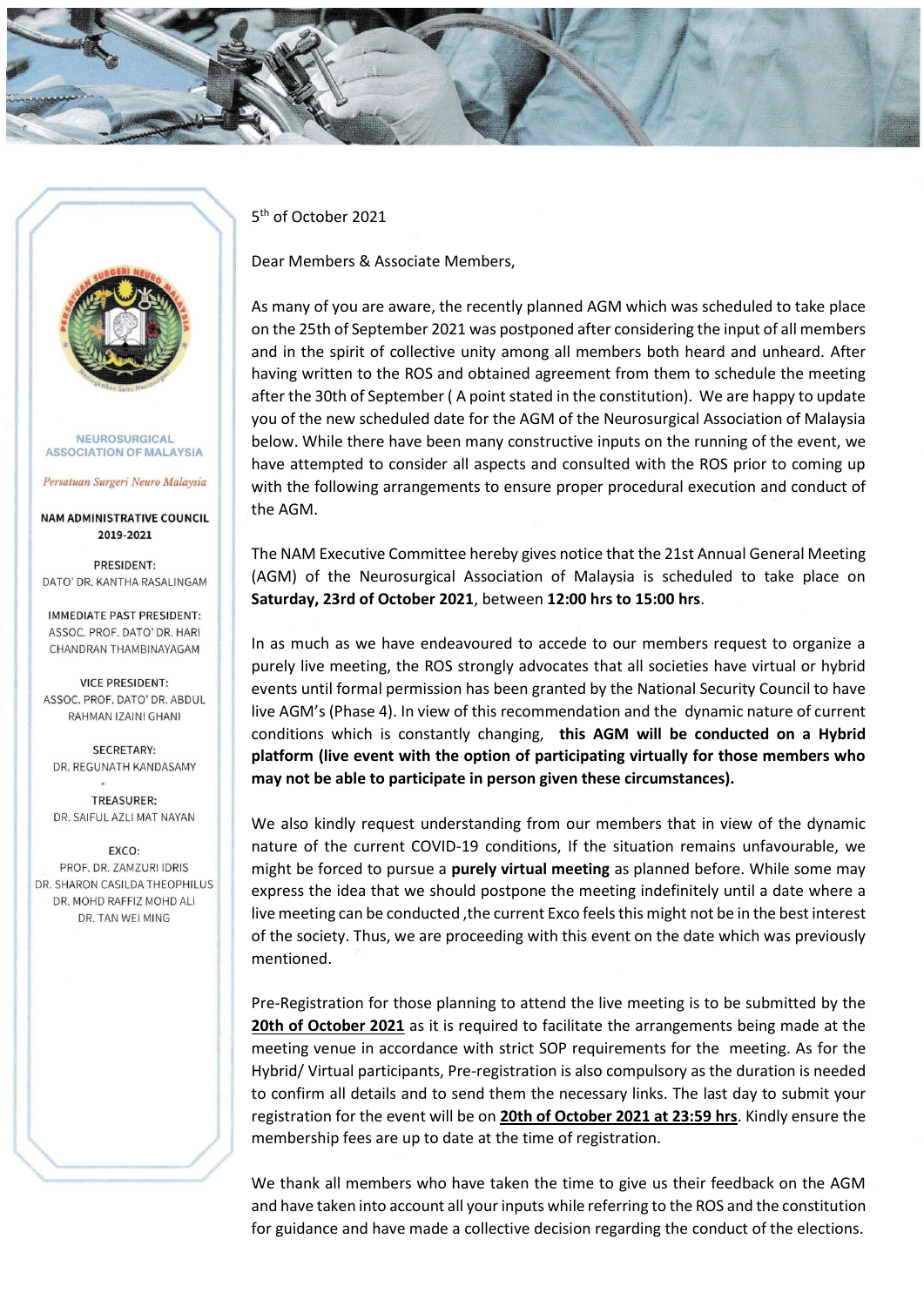NEUROSURGICAL ASSOCIATION OF MALAYSIA

*Persatuan Surgeri Neuro Malaysia*

**NAM ADMINISTRATIVE COUNCIL 2019-2021**

PRESIDENT:
DATO' DR. KANTHA RASALINGAM

IMMEDIATE PAST PRESIDENT:
ASSOC. PROF. DATO' DR. HARI CHANDRAN THAMBINAYAGAM

VICE PRESIDENT:
ASSOC. PROF. DATO' DR. ABDUL RAHMAN IZAINI GHANI

SECRETARY:
DR. REGUNATH KANDASAMY

TREASURER:
DR. SAIFUL AZLI MAT NAYAN

EXCO:
PROF. DR. ZAMZURI IDRIS
DR. SHARON CASILDA THEOPHILUS
DR. MOHD RAFFIZ MOHD ALI
DR. TAN WEI MING

5th of October 2021

Dear Members & Associate Members,

As many of you are aware, the recently planned AGM which was scheduled to take place on the 25th of September 2021 was postponed after considering the input of all members and in the spirit of collective unity among all members both heard and unheard. After having written to the ROS and obtained agreement from them to schedule the meeting after the 30th of September ( A point stated in the constitution). We are happy to update you of the new scheduled date for the AGM of the Neurosurgical Association of Malaysia below. While there have been many constructive inputs on the running of the event, we have attempted to consider all aspects and consulted with the ROS prior to coming up with the following arrangements to ensure proper procedural execution and conduct of the AGM.

The NAM Executive Committee hereby gives notice that the 21st Annual General Meeting (AGM) of the Neurosurgical Association of Malaysia is scheduled to take place on **Saturday, 23rd of October 2021**, between **12:00 hrs to 15:00 hrs**.

In as much as we have endeavoured to accede to our members request to organize a purely live meeting, the ROS strongly advocates that all societies have virtual or hybrid events until formal permission has been granted by the National Security Council to have live AGM's (Phase 4). In view of this recommendation and the dynamic nature of current conditions which is constantly changing, **this AGM will be conducted on a Hybrid platform (live event with the option of participating virtually for those members who may not be able to participate in person given these circumstances).**

We also kindly request understanding from our members that in view of the dynamic nature of the current COVID-19 conditions, If the situation remains unfavourable, we might be forced to pursue a **purely virtual meeting** as planned before. While some may express the idea that we should postpone the meeting indefinitely until a date where a live meeting can be conducted ,the current Exco feels this might not be in the best interest of the society. Thus, we are proceeding with this event on the date which was previously mentioned.

Pre-Registration for those planning to attend the live meeting is to be submitted by the **20th of October 2021** as it is required to facilitate the arrangements being made at the meeting venue in accordance with strict SOP requirements for the meeting. As for the Hybrid/ Virtual participants, Pre-registration is also compulsory as the duration is needed to confirm all details and to send them the necessary links. The last day to submit your registration for the event will be on **20th of October 2021 at 23:59 hrs**. Kindly ensure the membership fees are up to date at the time of registration.

We thank all members who have taken the time to give us their feedback on the AGM and have taken into account all your inputs while referring to the ROS and the constitution for guidance and have made a collective decision regarding the conduct of the elections.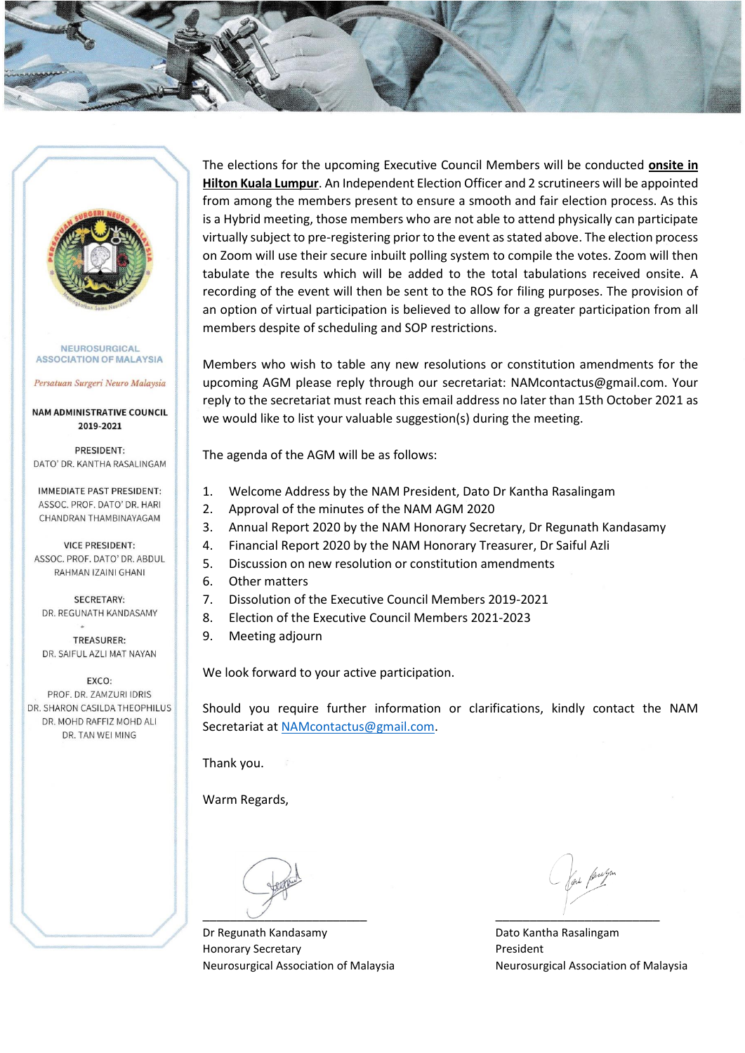NEUROSURGICAL ASSOCIATION OF MALAYSIA

*Persatuan Surgeri Neuro Malaysia*

**NAM ADMINISTRATIVE COUNCIL 2019-2021**

PRESIDENT:
DATO' DR. KANTHA RASALINGAM

IMMEDIATE PAST PRESIDENT:
ASSOC. PROF. DATO' DR. HARI CHANDRAN THAMBINAYAGAM

VICE PRESIDENT:
ASSOC. PROF. DATO' DR. ABDUL RAHMAN IZAINI GHANI

SECRETARY:
DR. REGUNATH KANDASAMY

TREASURER:
DR. SAIFUL AZLI MAT NAYAN

EXCO:
PROF. DR. ZAMZURI IDRIS
DR. SHARON CASILDA THEOPHILUS
DR. MOHD RAFFIZ MOHD ALI
DR. TAN WEI MING

The elections for the upcoming Executive Council Members will be conducted **onsite in Hilton Kuala Lumpur**. An Independent Election Officer and 2 scrutineers will be appointed from among the members present to ensure a smooth and fair election process. As this is a Hybrid meeting, those members who are not able to attend physically can participate virtually subject to pre-registering prior to the event as stated above. The election process on Zoom will use their secure inbuilt polling system to compile the votes. Zoom will then tabulate the results which will be added to the total tabulations received onsite. A recording of the event will then be sent to the ROS for filing purposes. The provision of an option of virtual participation is believed to allow for a greater participation from all members despite of scheduling and SOP restrictions.

Members who wish to table any new resolutions or constitution amendments for the upcoming AGM please reply through our secretariat: NAMcontactus@gmail.com. Your reply to the secretariat must reach this email address no later than 15th October 2021 as we would like to list your valuable suggestion(s) during the meeting.

The agenda of the AGM will be as follows:

1. Welcome Address by the NAM President, Dato Dr Kantha Rasalingam
2. Approval of the minutes of the NAM AGM 2020
3. Annual Report 2020 by the NAM Honorary Secretary, Dr Regunath Kandasamy
4. Financial Report 2020 by the NAM Honorary Treasurer, Dr Saiful Azli
5. Discussion on new resolution or constitution amendments
6. Other matters
7. Dissolution of the Executive Council Members 2019-2021
8. Election of the Executive Council Members 2021-2023
9. Meeting adjourn

We look forward to your active participation.

Should you require further information or clarifications, kindly contact the NAM Secretariat at NAMcontactus@gmail.com.

Thank you.

Warm Regards,

Dr Regunath Kandasamy
Honorary Secretary
Neurosurgical Association of Malaysia

Dato Kantha Rasalingam
President
Neurosurgical Association of Malaysia